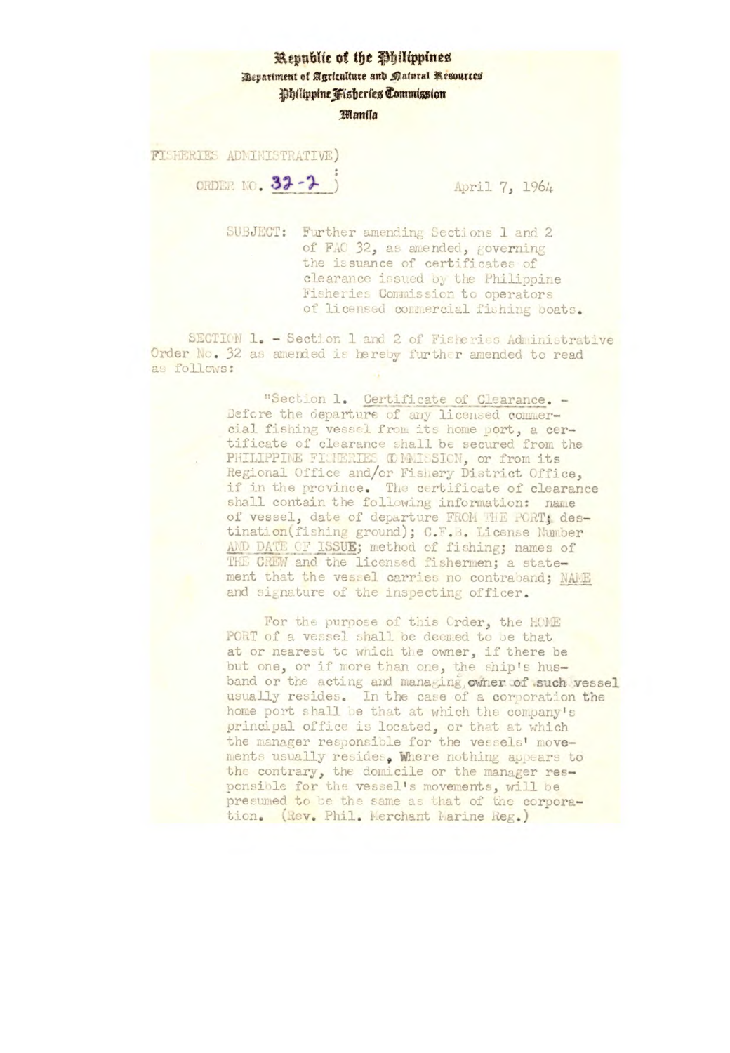Republic of the Philippines
Department of Agriculture and Natural Resources
Philippine Fisheries Commission
Manila

FISHERIES ADMINISTRATIVE)
ORDER NO. 32-2 )  April 7, 1964

SUBJECT: Further amending Sections 1 and 2 of FAO 32, as amended, governing the issuance of certificates of clearance issued by the Philippine Fisheries Commission to operators of licensed commercial fishing boats.

SECTION 1. - Section 1 and 2 of Fisheries Administrative Order No. 32 as amended is hereby further amended to read as follows:

> "Section 1. Certificate of Clearance. - Before the departure of any licensed commercial fishing vessel from its home port, a certificate of clearance shall be secured from the PHILIPPINE FISHERIES COMMISSION, or from its Regional Office and/or Fishery District Office, if in the province. The certificate of clearance shall contain the following information: name of vessel, date of departure FROM THE PORT; destination(fishing ground); C.F.B. License Number AND DATE OF ISSUE; method of fishing; names of THE CREW and the licensed fishermen; a statement that the vessel carries no contraband; NAME and signature of the inspecting officer.
>
> For the purpose of this Order, the HOME PORT of a vessel shall be deemed to be that at or nearest to which the owner, if there be but one, or if more than one, the ship's husband or the acting and managing owner of such vessel usually resides. In the case of a corporation the home port shall be that at which the company's principal office is located, or that at which the manager responsible for the vessels' movements usually resides. Where nothing appears to the contrary, the domicile or the manager responsible for the vessel's movements, will be presumed to be the same as that of the corporation. (Rev. Phil. Merchant Marine Reg.)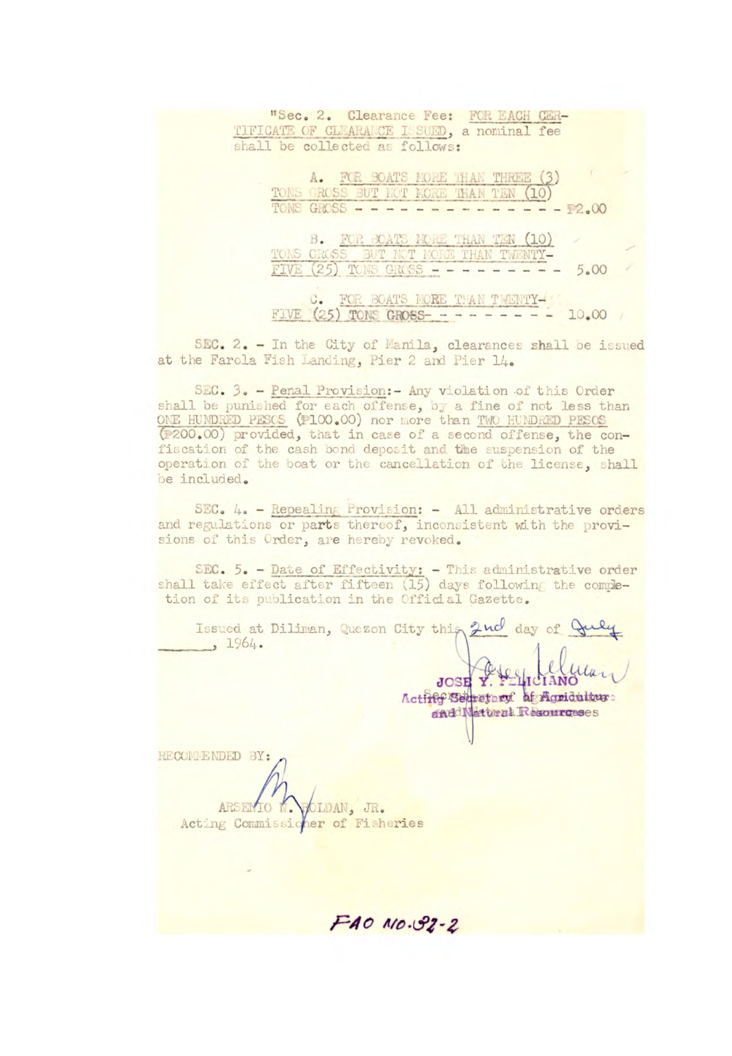"Sec. 2. Clearance Fee: FOR EACH CERTIFICATE OF CLEARANCE ISSUED, a nominal fee shall be collected as follows:

A. FOR BOATS MORE THAN THREE (3) TONS GROSS BUT NOT MORE THAN TEN (10) TONS GROSS - - - - - - - - - - - - - - ₱2.00

B. FOR BOATS MORE THAN TEN (10) TONS GROSS BUT NOT MORE THAN TWENTY-FIVE (25) TONS GROSS - - - - - - - - - 5.00

C. FOR BOATS MORE THAN TWENTY-FIVE (25) TONS GROSS- - - - - - - - - 10.00

SEC. 2. - In the City of Manila, clearances shall be issued at the Farola Fish Landing, Pier 2 and Pier 14.

SEC. 3. - Penal Provision:- Any violation of this Order shall be punished for each offense, by a fine of not less than ONE HUNDRED PESOS (₱100.00) nor more than TWO HUNDRED PESOS (₱200.00) provided, that in case of a second offense, the confiscation of the cash bond deposit and the suspension of the operation of the boat or the cancellation of the license, shall be included.

SEC. 4. - Repealing Provision: - All administrative orders and regulations or parts thereof, inconsistent with the provisions of this Order, are hereby revoked.

SEC. 5. - Date of Effectivity: - This administrative order shall take effect after fifteen (15) days following the completion of its publication in the Official Gazette.

Issued at Diliman, Quezon City this 2nd day of July, 1964.

JOSE Y. FELICIANO
Acting Secretary of Agriculture and Natural Resources

RECOMMENDED BY:

ARSENIO N. ROLDAN, JR.
Acting Commissioner of Fisheries

FAO NO. 82-2